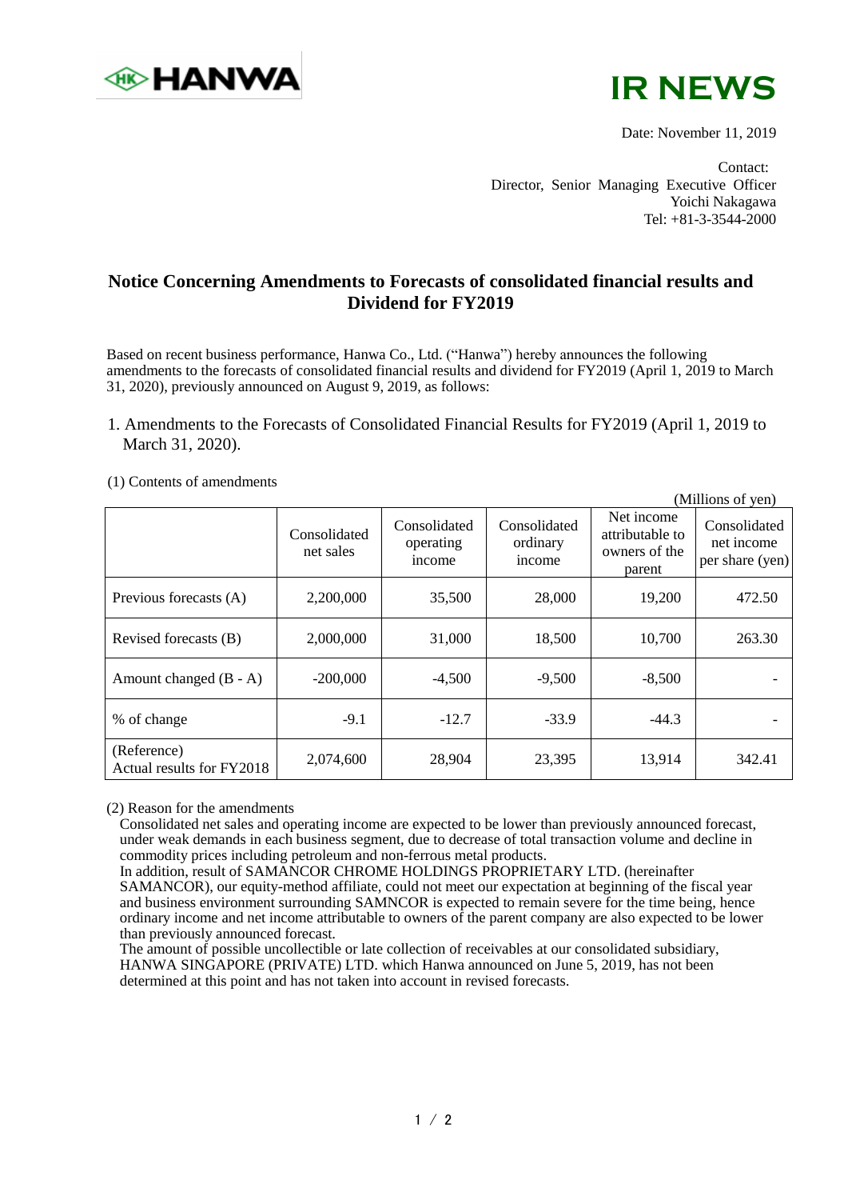HANWA

IR NEWS

Date: November 11, 2019

Contact:
Director, Senior Managing Executive Officer
Yoichi Nakagawa
Tel: +81-3-3544-2000

# Notice Concerning Amendments to Forecasts of consolidated financial results and Dividend for FY2019

Based on recent business performance, Hanwa Co., Ltd. ("Hanwa") hereby announces the following amendments to the forecasts of consolidated financial results and dividend for FY2019 (April 1, 2019 to March 31, 2020), previously announced on August 9, 2019, as follows:

1. Amendments to the Forecasts of Consolidated Financial Results for FY2019 (April 1, 2019 to March 31, 2020).

(1) Contents of amendments

(Millions of yen)

| | Consolidated net sales | Consolidated operating income | Consolidated ordinary income | Net income attributable to owners of the parent | Consolidated net income per share (yen) |
|---|---|---|---|---|---|
| Previous forecasts (A) | 2,200,000 | 35,500 | 28,000 | 19,200 | 472.50 |
| Revised forecasts (B) | 2,000,000 | 31,000 | 18,500 | 10,700 | 263.30 |
| Amount changed (B - A) | -200,000 | -4,500 | -9,500 | -8,500 | - |
| % of change | -9.1 | -12.7 | -33.9 | -44.3 | - |
| (Reference) Actual results for FY2018 | 2,074,600 | 28,904 | 23,395 | 13,914 | 342.41 |

(2) Reason for the amendments

Consolidated net sales and operating income are expected to be lower than previously announced forecast, under weak demands in each business segment, due to decrease of total transaction volume and decline in commodity prices including petroleum and non-ferrous metal products.

In addition, result of SAMANCOR CHROME HOLDINGS PROPRIETARY LTD. (hereinafter SAMANCOR), our equity-method affiliate, could not meet our expectation at beginning of the fiscal year and business environment surrounding SAMNCOR is expected to remain severe for the time being, hence ordinary income and net income attributable to owners of the parent company are also expected to be lower than previously announced forecast.

The amount of possible uncollectible or late collection of receivables at our consolidated subsidiary, HANWA SINGAPORE (PRIVATE) LTD. which Hanwa announced on June 5, 2019, has not been determined at this point and has not taken into account in revised forecasts.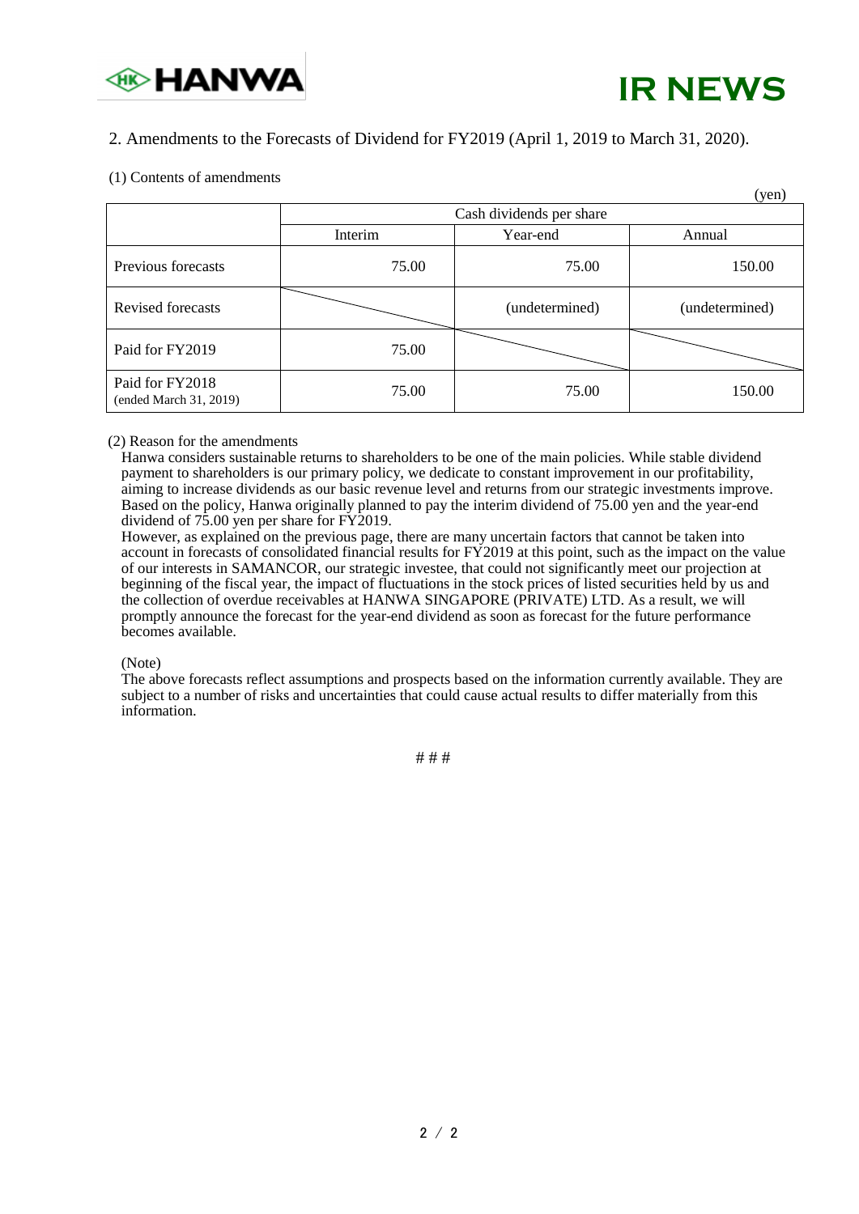## 2. Amendments to the Forecasts of Dividend for FY2019 (April 1, 2019 to March 31, 2020).

(1) Contents of amendments

(yen)

| | Cash dividends per share | | |
|---|---|---|---|
| | Interim | Year-end | Annual |
| Previous forecasts | 75.00 | 75.00 | 150.00 |
| Revised forecasts | | (undetermined) | (undetermined) |
| Paid for FY2019 | 75.00 | | |
| Paid for FY2018 (ended March 31, 2019) | 75.00 | 75.00 | 150.00 |

(2) Reason for the amendments

Hanwa considers sustainable returns to shareholders to be one of the main policies. While stable dividend payment to shareholders is our primary policy, we dedicate to constant improvement in our profitability, aiming to increase dividends as our basic revenue level and returns from our strategic investments improve. Based on the policy, Hanwa originally planned to pay the interim dividend of 75.00 yen and the year-end dividend of 75.00 yen per share for FY2019.

However, as explained on the previous page, there are many uncertain factors that cannot be taken into account in forecasts of consolidated financial results for FY2019 at this point, such as the impact on the value of our interests in SAMANCOR, our strategic investee, that could not significantly meet our projection at beginning of the fiscal year, the impact of fluctuations in the stock prices of listed securities held by us and the collection of overdue receivables at HANWA SINGAPORE (PRIVATE) LTD. As a result, we will promptly announce the forecast for the year-end dividend as soon as forecast for the future performance becomes available.

(Note)

The above forecasts reflect assumptions and prospects based on the information currently available. They are subject to a number of risks and uncertainties that could cause actual results to differ materially from this information.

# # #